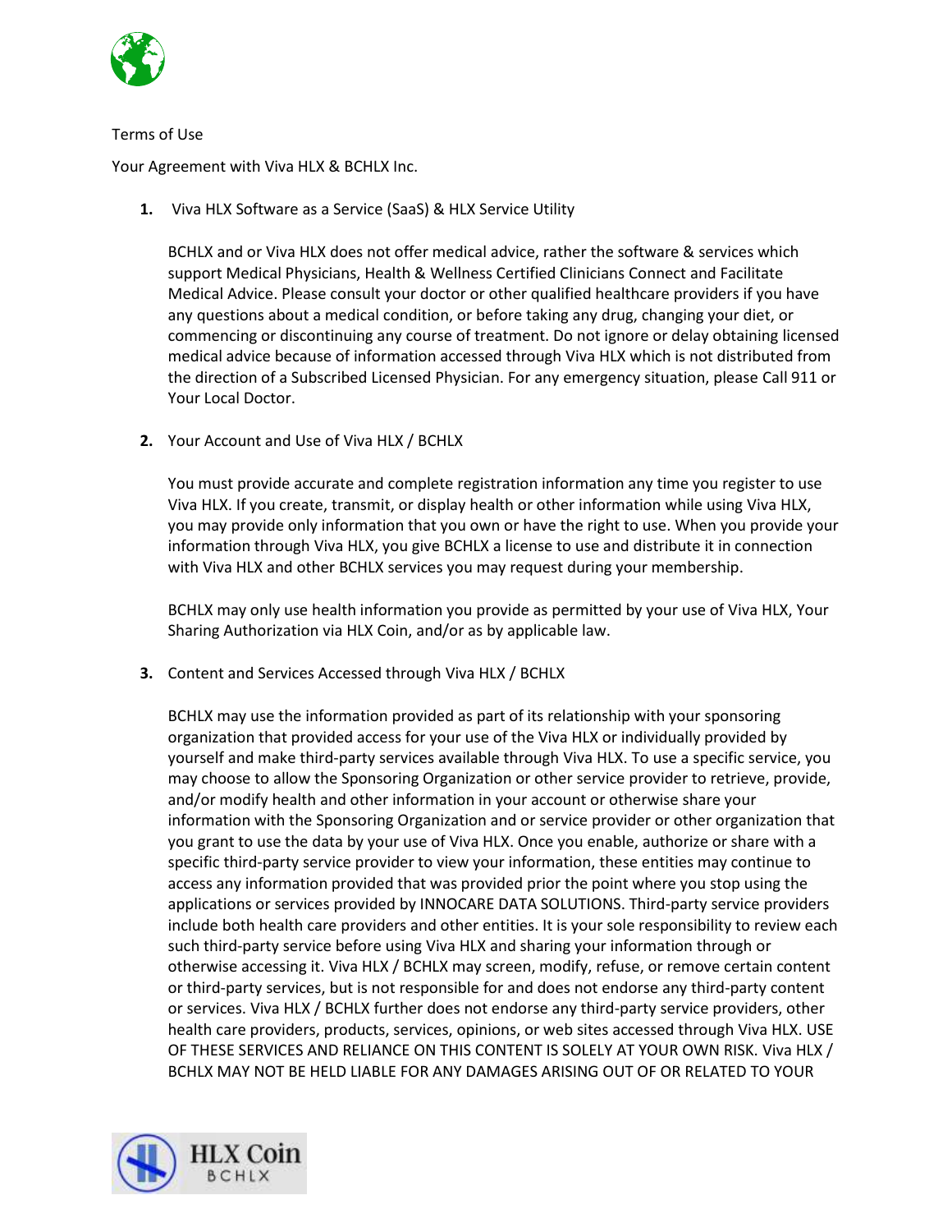Terms of Use

Your Agreement with Viva HLX & BCHLX Inc.

1. Viva HLX Software as a Service (SaaS) & HLX Service Utility

   BCHLX and or Viva HLX does not offer medical advice, rather the software & services which support Medical Physicians, Health & Wellness Certified Clinicians Connect and Facilitate Medical Advice. Please consult your doctor or other qualified healthcare providers if you have any questions about a medical condition, or before taking any drug, changing your diet, or commencing or discontinuing any course of treatment. Do not ignore or delay obtaining licensed medical advice because of information accessed through Viva HLX which is not distributed from the direction of a Subscribed Licensed Physician. For any emergency situation, please Call 911 or Your Local Doctor.

2. Your Account and Use of Viva HLX / BCHLX

   You must provide accurate and complete registration information any time you register to use Viva HLX. If you create, transmit, or display health or other information while using Viva HLX, you may provide only information that you own or have the right to use. When you provide your information through Viva HLX, you give BCHLX a license to use and distribute it in connection with Viva HLX and other BCHLX services you may request during your membership.

   BCHLX may only use health information you provide as permitted by your use of Viva HLX, Your Sharing Authorization via HLX Coin, and/or as by applicable law.

3. Content and Services Accessed through Viva HLX / BCHLX

   BCHLX may use the information provided as part of its relationship with your sponsoring organization that provided access for your use of the Viva HLX or individually provided by yourself and make third-party services available through Viva HLX. To use a specific service, you may choose to allow the Sponsoring Organization or other service provider to retrieve, provide, and/or modify health and other information in your account or otherwise share your information with the Sponsoring Organization and or service provider or other organization that you grant to use the data by your use of Viva HLX. Once you enable, authorize or share with a specific third-party service provider to view your information, these entities may continue to access any information provided that was provided prior the point where you stop using the applications or services provided by INNOCARE DATA SOLUTIONS. Third-party service providers include both health care providers and other entities. It is your sole responsibility to review each such third-party service before using Viva HLX and sharing your information through or otherwise accessing it. Viva HLX / BCHLX may screen, modify, refuse, or remove certain content or third-party services, but is not responsible for and does not endorse any third-party content or services. Viva HLX / BCHLX further does not endorse any third-party service providers, other health care providers, products, services, opinions, or web sites accessed through Viva HLX. USE OF THESE SERVICES AND RELIANCE ON THIS CONTENT IS SOLELY AT YOUR OWN RISK. Viva HLX / BCHLX MAY NOT BE HELD LIABLE FOR ANY DAMAGES ARISING OUT OF OR RELATED TO YOUR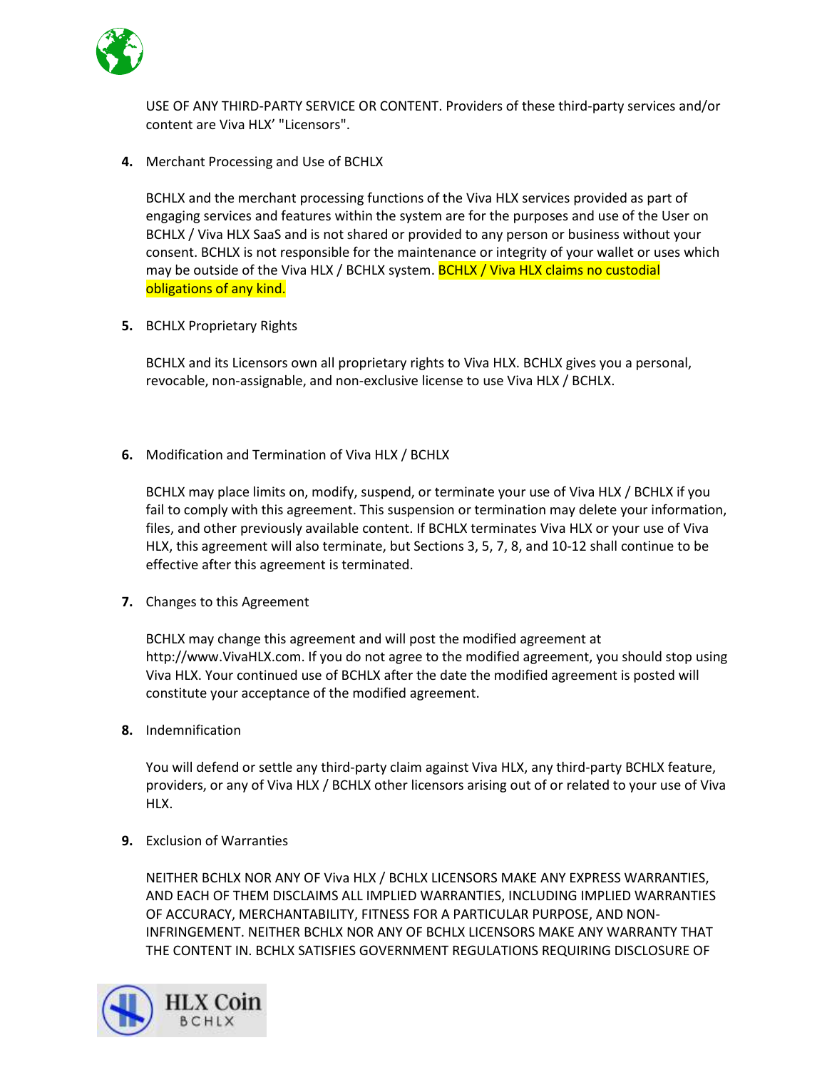USE OF ANY THIRD-PARTY SERVICE OR CONTENT. Providers of these third-party services and/or content are Viva HLX' "Licensors".

4. Merchant Processing and Use of BCHLX

   BCHLX and the merchant processing functions of the Viva HLX services provided as part of engaging services and features within the system are for the purposes and use of the User on BCHLX / Viva HLX SaaS and is not shared or provided to any person or business without your consent. BCHLX is not responsible for the maintenance or integrity of your wallet or uses which may be outside of the Viva HLX / BCHLX system. BCHLX / Viva HLX claims no custodial obligations of any kind.

5. BCHLX Proprietary Rights

   BCHLX and its Licensors own all proprietary rights to Viva HLX. BCHLX gives you a personal, revocable, non-assignable, and non-exclusive license to use Viva HLX / BCHLX.

6. Modification and Termination of Viva HLX / BCHLX

   BCHLX may place limits on, modify, suspend, or terminate your use of Viva HLX / BCHLX if you fail to comply with this agreement. This suspension or termination may delete your information, files, and other previously available content. If BCHLX terminates Viva HLX or your use of Viva HLX, this agreement will also terminate, but Sections 3, 5, 7, 8, and 10-12 shall continue to be effective after this agreement is terminated.

7. Changes to this Agreement

   BCHLX may change this agreement and will post the modified agreement at http://www.VivaHLX.com. If you do not agree to the modified agreement, you should stop using Viva HLX. Your continued use of BCHLX after the date the modified agreement is posted will constitute your acceptance of the modified agreement.

8. Indemnification

   You will defend or settle any third-party claim against Viva HLX, any third-party BCHLX feature, providers, or any of Viva HLX / BCHLX other licensors arising out of or related to your use of Viva HLX.

9. Exclusion of Warranties

   NEITHER BCHLX NOR ANY OF Viva HLX / BCHLX LICENSORS MAKE ANY EXPRESS WARRANTIES, AND EACH OF THEM DISCLAIMS ALL IMPLIED WARRANTIES, INCLUDING IMPLIED WARRANTIES OF ACCURACY, MERCHANTABILITY, FITNESS FOR A PARTICULAR PURPOSE, AND NON-INFRINGEMENT. NEITHER BCHLX NOR ANY OF BCHLX LICENSORS MAKE ANY WARRANTY THAT THE CONTENT IN. BCHLX SATISFIES GOVERNMENT REGULATIONS REQUIRING DISCLOSURE OF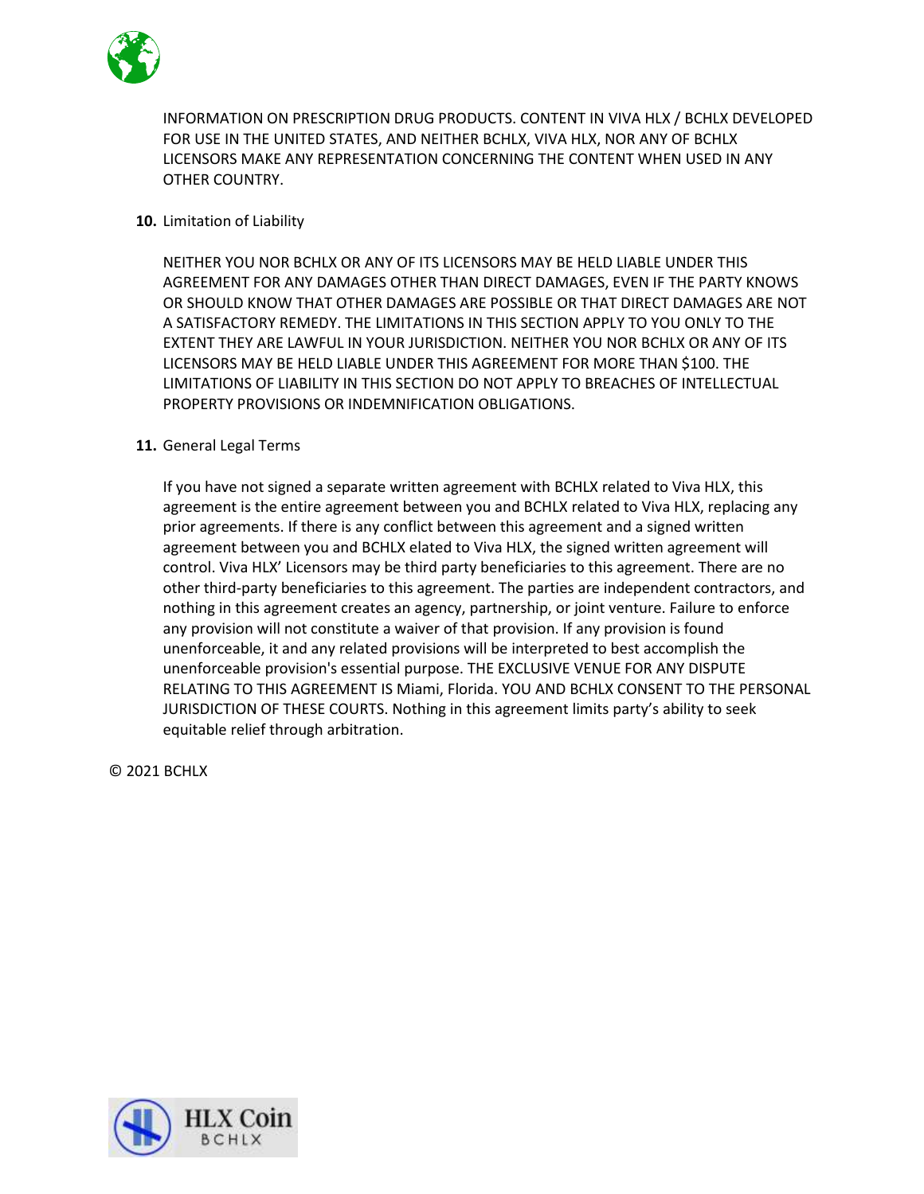INFORMATION ON PRESCRIPTION DRUG PRODUCTS. CONTENT IN VIVA HLX / BCHLX DEVELOPED FOR USE IN THE UNITED STATES, AND NEITHER BCHLX, VIVA HLX, NOR ANY OF BCHLX LICENSORS MAKE ANY REPRESENTATION CONCERNING THE CONTENT WHEN USED IN ANY OTHER COUNTRY.

**10.** Limitation of Liability

NEITHER YOU NOR BCHLX OR ANY OF ITS LICENSORS MAY BE HELD LIABLE UNDER THIS AGREEMENT FOR ANY DAMAGES OTHER THAN DIRECT DAMAGES, EVEN IF THE PARTY KNOWS OR SHOULD KNOW THAT OTHER DAMAGES ARE POSSIBLE OR THAT DIRECT DAMAGES ARE NOT A SATISFACTORY REMEDY. THE LIMITATIONS IN THIS SECTION APPLY TO YOU ONLY TO THE EXTENT THEY ARE LAWFUL IN YOUR JURISDICTION. NEITHER YOU NOR BCHLX OR ANY OF ITS LICENSORS MAY BE HELD LIABLE UNDER THIS AGREEMENT FOR MORE THAN $100. THE LIMITATIONS OF LIABILITY IN THIS SECTION DO NOT APPLY TO BREACHES OF INTELLECTUAL PROPERTY PROVISIONS OR INDEMNIFICATION OBLIGATIONS.

**11.** General Legal Terms

If you have not signed a separate written agreement with BCHLX related to Viva HLX, this agreement is the entire agreement between you and BCHLX related to Viva HLX, replacing any prior agreements. If there is any conflict between this agreement and a signed written agreement between you and BCHLX elated to Viva HLX, the signed written agreement will control. Viva HLX' Licensors may be third party beneficiaries to this agreement. There are no other third-party beneficiaries to this agreement. The parties are independent contractors, and nothing in this agreement creates an agency, partnership, or joint venture. Failure to enforce any provision will not constitute a waiver of that provision. If any provision is found unenforceable, it and any related provisions will be interpreted to best accomplish the unenforceable provision's essential purpose. THE EXCLUSIVE VENUE FOR ANY DISPUTE RELATING TO THIS AGREEMENT IS Miami, Florida. YOU AND BCHLX CONSENT TO THE PERSONAL JURISDICTION OF THESE COURTS. Nothing in this agreement limits party's ability to seek equitable relief through arbitration.

© 2021 BCHLX